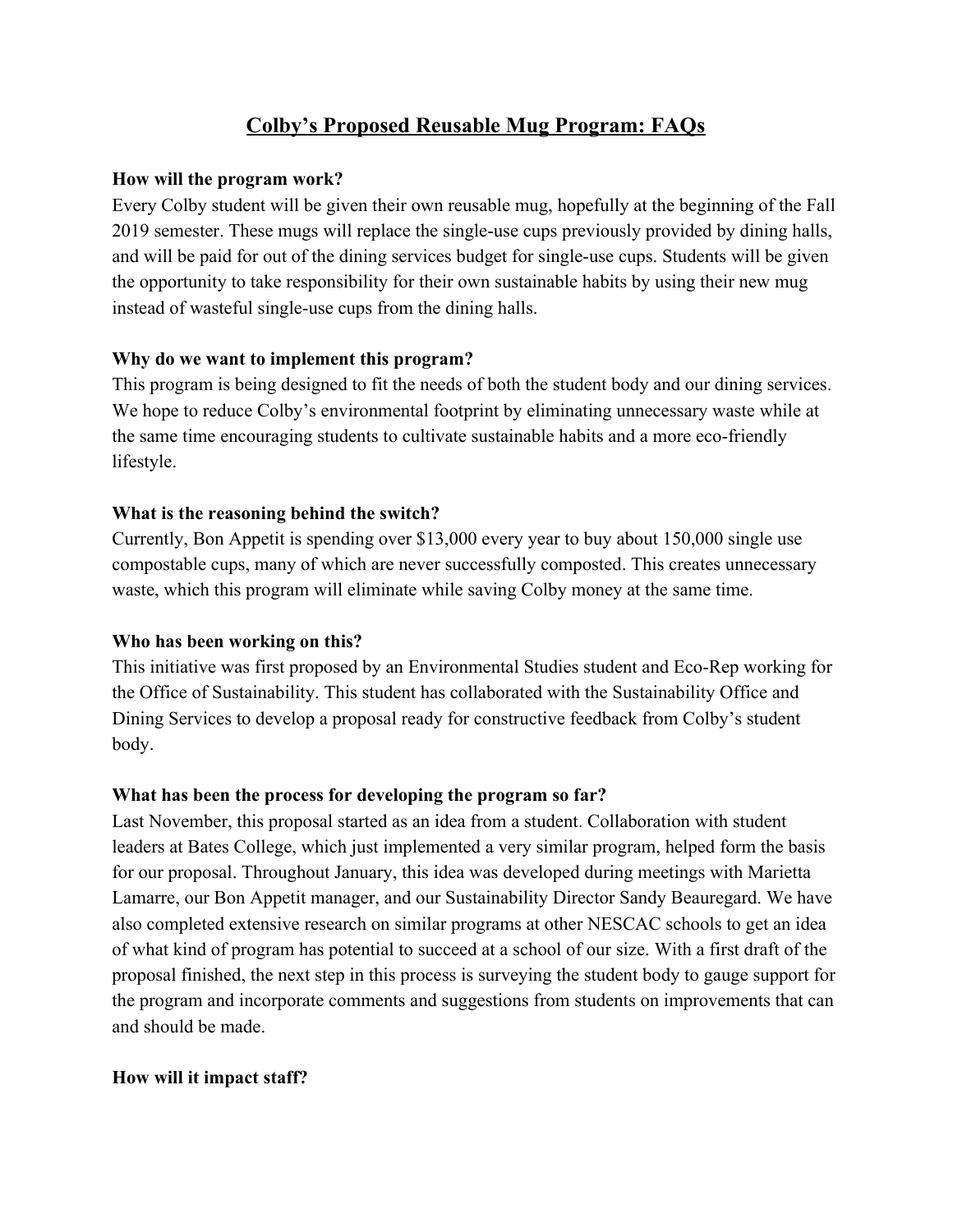# Colby's Proposed Reusable Mug Program: FAQs

**How will the program work?**

Every Colby student will be given their own reusable mug, hopefully at the beginning of the Fall 2019 semester. These mugs will replace the single-use cups previously provided by dining halls, and will be paid for out of the dining services budget for single-use cups. Students will be given the opportunity to take responsibility for their own sustainable habits by using their new mug instead of wasteful single-use cups from the dining halls.

**Why do we want to implement this program?**

This program is being designed to fit the needs of both the student body and our dining services. We hope to reduce Colby's environmental footprint by eliminating unnecessary waste while at the same time encouraging students to cultivate sustainable habits and a more eco-friendly lifestyle.

**What is the reasoning behind the switch?**

Currently, Bon Appetit is spending over $13,000 every year to buy about 150,000 single use compostable cups, many of which are never successfully composted. This creates unnecessary waste, which this program will eliminate while saving Colby money at the same time.

**Who has been working on this?**

This initiative was first proposed by an Environmental Studies student and Eco-Rep working for the Office of Sustainability. This student has collaborated with the Sustainability Office and Dining Services to develop a proposal ready for constructive feedback from Colby's student body.

**What has been the process for developing the program so far?**

Last November, this proposal started as an idea from a student. Collaboration with student leaders at Bates College, which just implemented a very similar program, helped form the basis for our proposal. Throughout January, this idea was developed during meetings with Marietta Lamarre, our Bon Appetit manager, and our Sustainability Director Sandy Beauregard. We have also completed extensive research on similar programs at other NESCAC schools to get an idea of what kind of program has potential to succeed at a school of our size. With a first draft of the proposal finished, the next step in this process is surveying the student body to gauge support for the program and incorporate comments and suggestions from students on improvements that can and should be made.

**How will it impact staff?**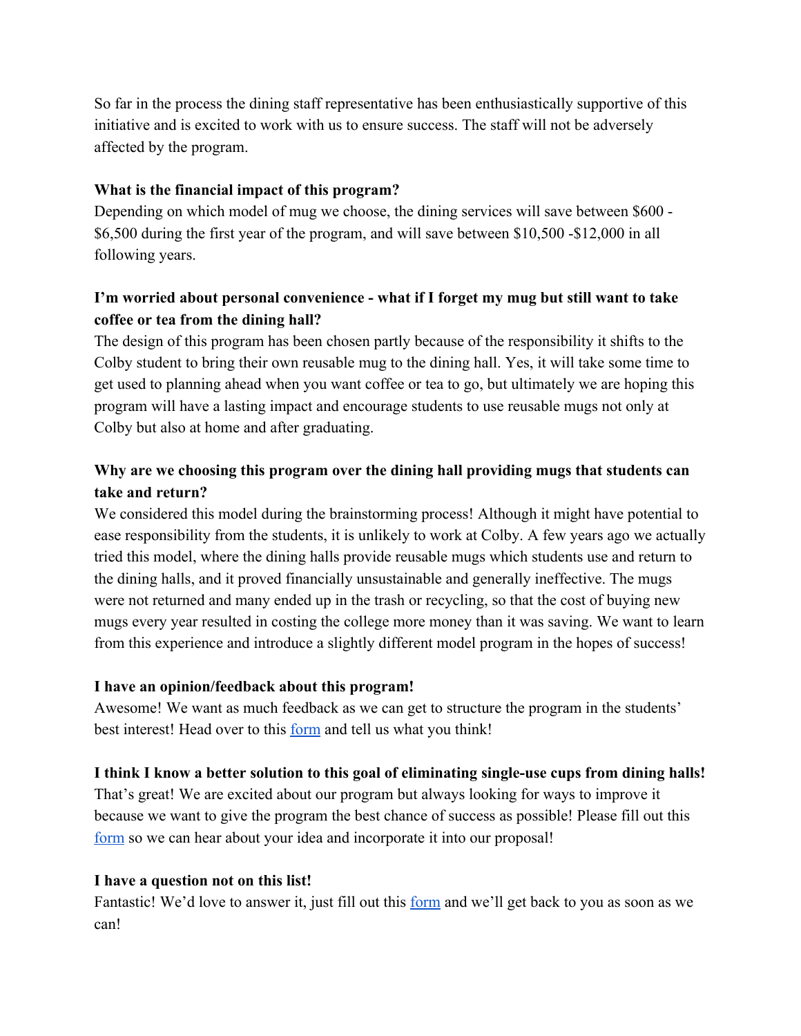So far in the process the dining staff representative has been enthusiastically supportive of this initiative and is excited to work with us to ensure success. The staff will not be adversely affected by the program.

**What is the financial impact of this program?**

Depending on which model of mug we choose, the dining services will save between $600 - $6,500 during the first year of the program, and will save between $10,500 -$12,000 in all following years.

**I'm worried about personal convenience - what if I forget my mug but still want to take coffee or tea from the dining hall?**

The design of this program has been chosen partly because of the responsibility it shifts to the Colby student to bring their own reusable mug to the dining hall. Yes, it will take some time to get used to planning ahead when you want coffee or tea to go, but ultimately we are hoping this program will have a lasting impact and encourage students to use reusable mugs not only at Colby but also at home and after graduating.

**Why are we choosing this program over the dining hall providing mugs that students can take and return?**

We considered this model during the brainstorming process! Although it might have potential to ease responsibility from the students, it is unlikely to work at Colby. A few years ago we actually tried this model, where the dining halls provide reusable mugs which students use and return to the dining halls, and it proved financially unsustainable and generally ineffective. The mugs were not returned and many ended up in the trash or recycling, so that the cost of buying new mugs every year resulted in costing the college more money than it was saving. We want to learn from this experience and introduce a slightly different model program in the hopes of success!

**I have an opinion/feedback about this program!**

Awesome! We want as much feedback as we can get to structure the program in the students' best interest! Head over to this form and tell us what you think!

**I think I know a better solution to this goal of eliminating single-use cups from dining halls!**

That's great! We are excited about our program but always looking for ways to improve it because we want to give the program the best chance of success as possible! Please fill out this form so we can hear about your idea and incorporate it into our proposal!

**I have a question not on this list!**

Fantastic! We'd love to answer it, just fill out this form and we'll get back to you as soon as we can!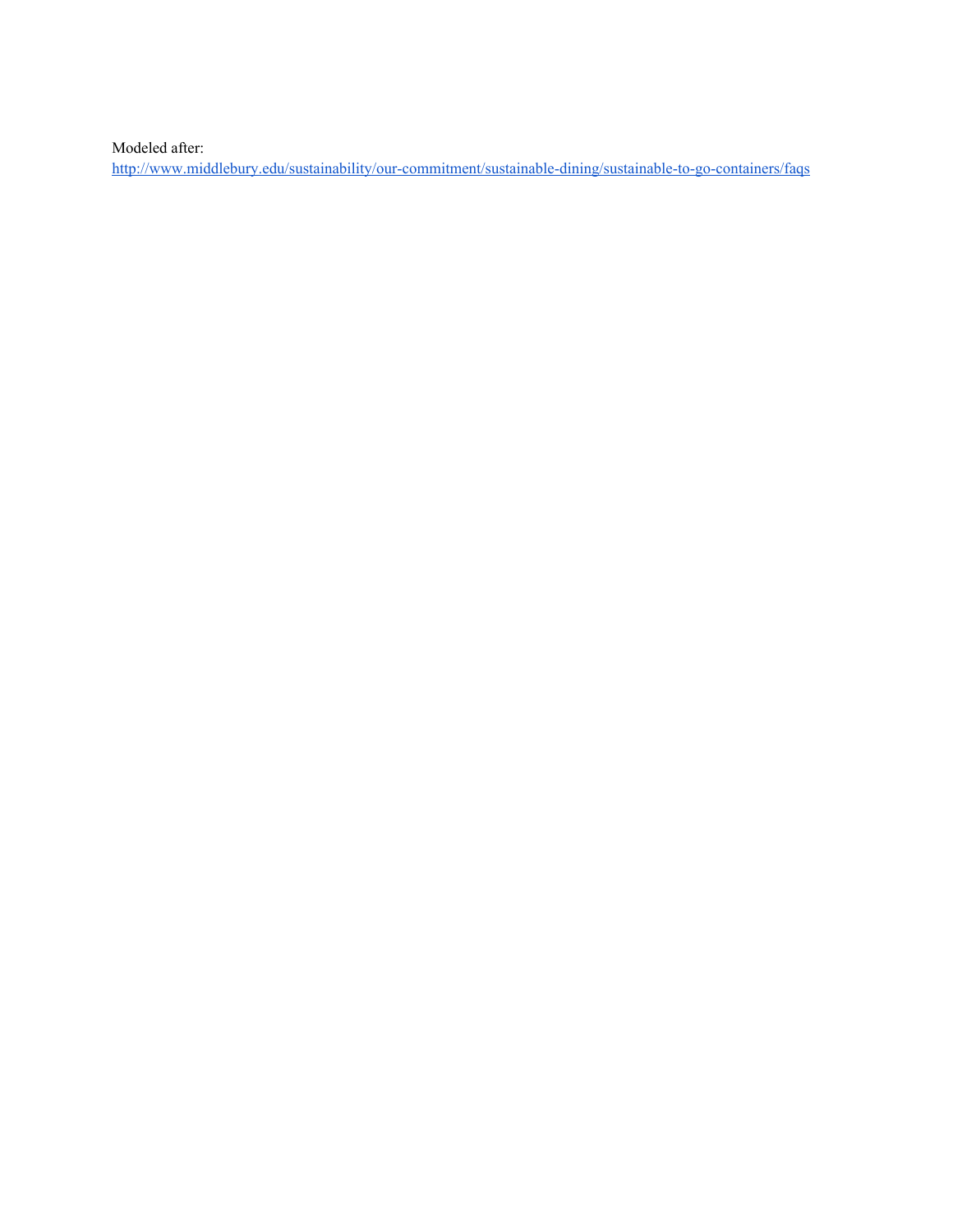Modeled after:
[http://www.middlebury.edu/sustainability/our-commitment/sustainable-dining/sustainable-to-go-containers/faqs](http://www.middlebury.edu/sustainability/our-commitment/sustainable-dining/sustainable-to-go-containers/faqs)